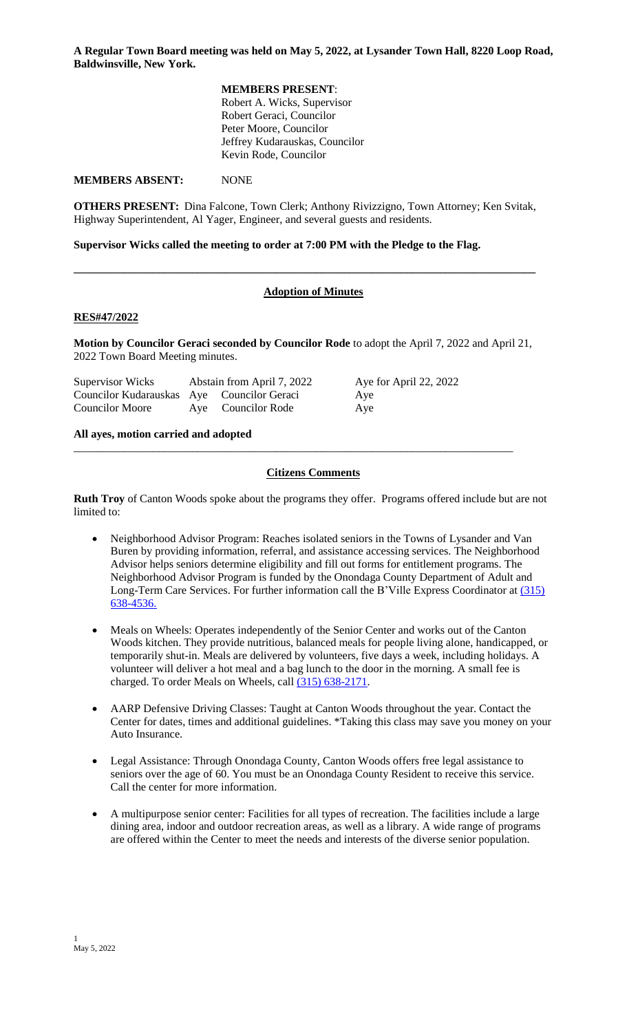**A Regular Town Board meeting was held on May 5, 2022, at Lysander Town Hall, 8220 Loop Road, Baldwinsville, New York.**

**MEMBERS PRESENT**:
Robert A. Wicks, Supervisor
Robert Geraci, Councilor
Peter Moore, Councilor
Jeffrey Kudarauskas, Councilor
Kevin Rode, Councilor

**MEMBERS ABSENT:** NONE

**OTHERS PRESENT:** Dina Falcone, Town Clerk; Anthony Rivizzigno, Town Attorney; Ken Svitak, Highway Superintendent, Al Yager, Engineer, and several guests and residents.

**Supervisor Wicks called the meeting to order at 7:00 PM with the Pledge to the Flag.**

---

## Adoption of Minutes

**RES#47/2022**

**Motion by Councilor Geraci seconded by Councilor Rode** to adopt the April 7, 2022 and April 21, 2022 Town Board Meeting minutes.

| | | | |
|---|---|---|---|
| Supervisor Wicks | Abstain from April 7, 2022 | | Aye for April 22, 2022 |
| Councilor Kudarauskas | Aye | Councilor Geraci | Aye |
| Councilor Moore | Aye | Councilor Rode | Aye |

**All ayes, motion carried and adopted**

---

## Citizens Comments

**Ruth Troy** of Canton Woods spoke about the programs they offer. Programs offered include but are not limited to:

- Neighborhood Advisor Program: Reaches isolated seniors in the Towns of Lysander and Van Buren by providing information, referral, and assistance accessing services. The Neighborhood Advisor helps seniors determine eligibility and fill out forms for entitlement programs. The Neighborhood Advisor Program is funded by the Onondaga County Department of Adult and Long-Term Care Services. For further information call the B'Ville Express Coordinator at (315) 638-4536.

- Meals on Wheels: Operates independently of the Senior Center and works out of the Canton Woods kitchen. They provide nutritious, balanced meals for people living alone, handicapped, or temporarily shut-in. Meals are delivered by volunteers, five days a week, including holidays. A volunteer will deliver a hot meal and a bag lunch to the door in the morning. A small fee is charged. To order Meals on Wheels, call (315) 638-2171.

- AARP Defensive Driving Classes: Taught at Canton Woods throughout the year. Contact the Center for dates, times and additional guidelines. *Taking this class may save you money on your Auto Insurance.

- Legal Assistance: Through Onondaga County, Canton Woods offers free legal assistance to seniors over the age of 60. You must be an Onondaga County Resident to receive this service. Call the center for more information.

- A multipurpose senior center: Facilities for all types of recreation. The facilities include a large dining area, indoor and outdoor recreation areas, as well as a library. A wide range of programs are offered within the Center to meet the needs and interests of the diverse senior population.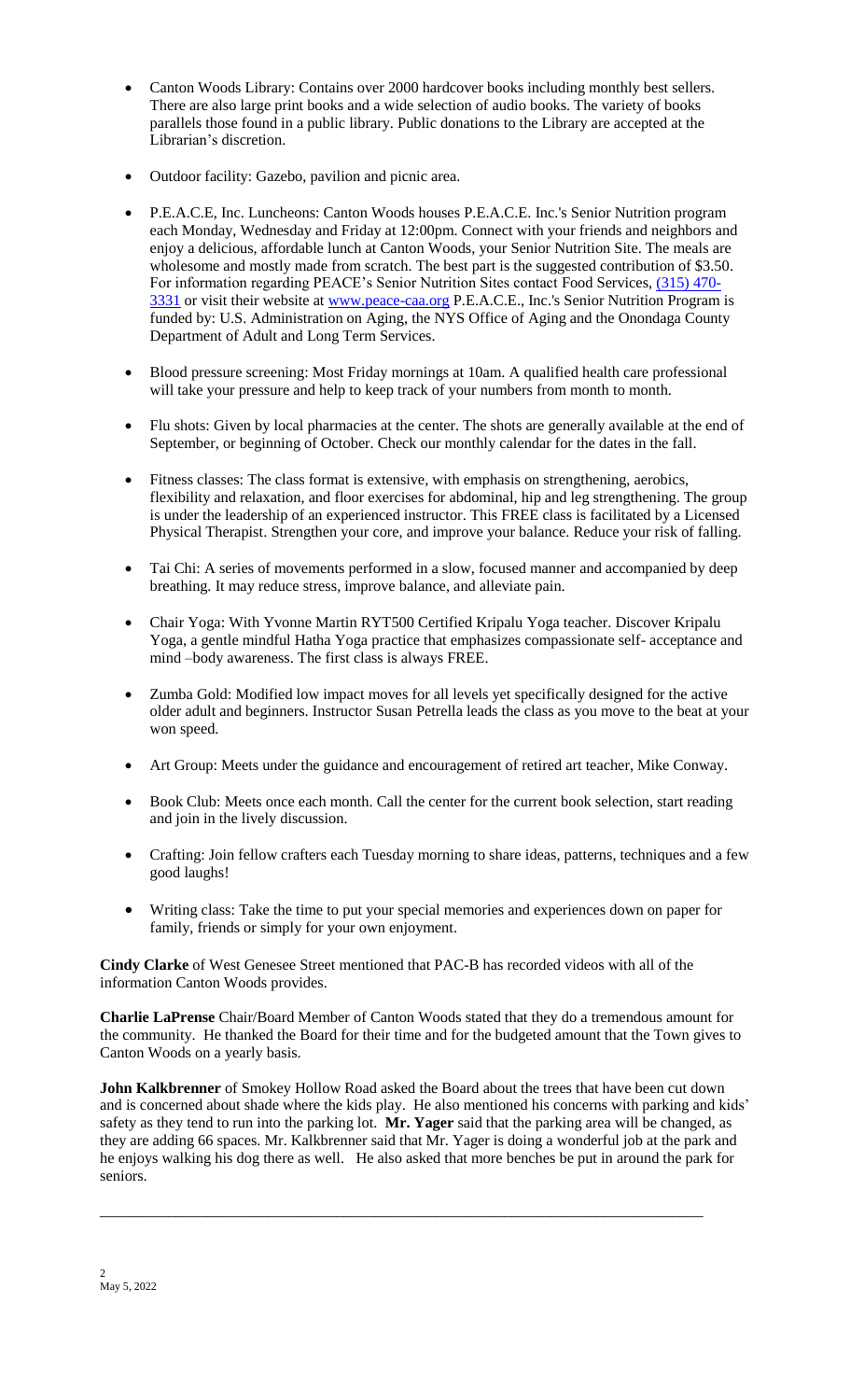- Canton Woods Library: Contains over 2000 hardcover books including monthly best sellers. There are also large print books and a wide selection of audio books. The variety of books parallels those found in a public library. Public donations to the Library are accepted at the Librarian's discretion.

- Outdoor facility: Gazebo, pavilion and picnic area.

- P.E.A.C.E, Inc. Luncheons: Canton Woods houses P.E.A.C.E. Inc.'s Senior Nutrition program each Monday, Wednesday and Friday at 12:00pm. Connect with your friends and neighbors and enjoy a delicious, affordable lunch at Canton Woods, your Senior Nutrition Site. The meals are wholesome and mostly made from scratch. The best part is the suggested contribution of $3.50. For information regarding PEACE's Senior Nutrition Sites contact Food Services, (315) 470-3331 or visit their website at www.peace-caa.org P.E.A.C.E., Inc.'s Senior Nutrition Program is funded by: U.S. Administration on Aging, the NYS Office of Aging and the Onondaga County Department of Adult and Long Term Services.

- Blood pressure screening: Most Friday mornings at 10am. A qualified health care professional will take your pressure and help to keep track of your numbers from month to month.

- Flu shots: Given by local pharmacies at the center. The shots are generally available at the end of September, or beginning of October. Check our monthly calendar for the dates in the fall.

- Fitness classes: The class format is extensive, with emphasis on strengthening, aerobics, flexibility and relaxation, and floor exercises for abdominal, hip and leg strengthening. The group is under the leadership of an experienced instructor. This FREE class is facilitated by a Licensed Physical Therapist. Strengthen your core, and improve your balance. Reduce your risk of falling.

- Tai Chi: A series of movements performed in a slow, focused manner and accompanied by deep breathing. It may reduce stress, improve balance, and alleviate pain.

- Chair Yoga: With Yvonne Martin RYT500 Certified Kripalu Yoga teacher. Discover Kripalu Yoga, a gentle mindful Hatha Yoga practice that emphasizes compassionate self- acceptance and mind –body awareness. The first class is always FREE.

- Zumba Gold: Modified low impact moves for all levels yet specifically designed for the active older adult and beginners. Instructor Susan Petrella leads the class as you move to the beat at your won speed.

- Art Group: Meets under the guidance and encouragement of retired art teacher, Mike Conway.

- Book Club: Meets once each month. Call the center for the current book selection, start reading and join in the lively discussion.

- Crafting: Join fellow crafters each Tuesday morning to share ideas, patterns, techniques and a few good laughs!

- Writing class: Take the time to put your special memories and experiences down on paper for family, friends or simply for your own enjoyment.

**Cindy Clarke** of West Genesee Street mentioned that PAC-B has recorded videos with all of the information Canton Woods provides.

**Charlie LaPrense** Chair/Board Member of Canton Woods stated that they do a tremendous amount for the community. He thanked the Board for their time and for the budgeted amount that the Town gives to Canton Woods on a yearly basis.

**John Kalkbrenner** of Smokey Hollow Road asked the Board about the trees that have been cut down and is concerned about shade where the kids play. He also mentioned his concerns with parking and kids' safety as they tend to run into the parking lot. **Mr. Yager** said that the parking area will be changed, as they are adding 66 spaces. Mr. Kalkbrenner said that Mr. Yager is doing a wonderful job at the park and he enjoys walking his dog there as well. He also asked that more benches be put in around the park for seniors.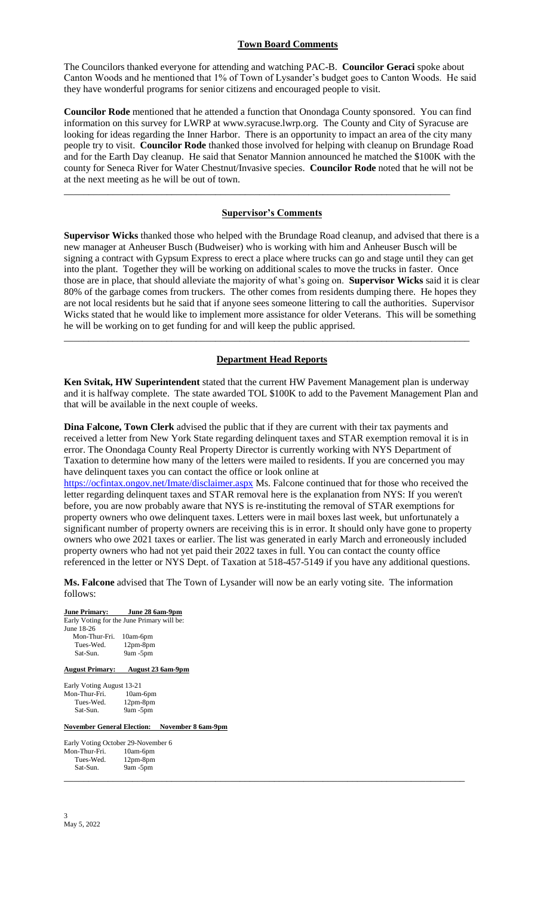## Town Board Comments

The Councilors thanked everyone for attending and watching PAC-B. **Councilor Geraci** spoke about Canton Woods and he mentioned that 1% of Town of Lysander's budget goes to Canton Woods. He said they have wonderful programs for senior citizens and encouraged people to visit.

**Councilor Rode** mentioned that he attended a function that Onondaga County sponsored. You can find information on this survey for LWRP at www.syracuse.lwrp.org. The County and City of Syracuse are looking for ideas regarding the Inner Harbor. There is an opportunity to impact an area of the city many people try to visit. **Councilor Rode** thanked those involved for helping with cleanup on Brundage Road and for the Earth Day cleanup. He said that Senator Mannion announced he matched the $100K with the county for Seneca River for Water Chestnut/Invasive species. **Councilor Rode** noted that he will not be at the next meeting as he will be out of town.

---

## Supervisor's Comments

**Supervisor Wicks** thanked those who helped with the Brundage Road cleanup, and advised that there is a new manager at Anheuser Busch (Budweiser) who is working with him and Anheuser Busch will be signing a contract with Gypsum Express to erect a place where trucks can go and stage until they can get into the plant. Together they will be working on additional scales to move the trucks in faster. Once those are in place, that should alleviate the majority of what's going on. **Supervisor Wicks** said it is clear 80% of the garbage comes from truckers. The other comes from residents dumping there. He hopes they are not local residents but he said that if anyone sees someone littering to call the authorities. Supervisor Wicks stated that he would like to implement more assistance for older Veterans. This will be something he will be working on to get funding for and will keep the public apprised.

---

## Department Head Reports

**Ken Svitak, HW Superintendent** stated that the current HW Pavement Management plan is underway and it is halfway complete. The state awarded TOL $100K to add to the Pavement Management Plan and that will be available in the next couple of weeks.

**Dina Falcone, Town Clerk** advised the public that if they are current with their tax payments and received a letter from New York State regarding delinquent taxes and STAR exemption removal it is in error. The Onondaga County Real Property Director is currently working with NYS Department of Taxation to determine how many of the letters were mailed to residents. If you are concerned you may have delinquent taxes you can contact the office or look online at https://ocfintax.ongov.net/Imate/disclaimer.aspx Ms. Falcone continued that for those who received the letter regarding delinquent taxes and STAR removal here is the explanation from NYS: If you weren't before, you are now probably aware that NYS is re-instituting the removal of STAR exemptions for property owners who owe delinquent taxes. Letters were in mail boxes last week, but unfortunately a significant number of property owners are receiving this is in error. It should only have gone to property owners who owe 2021 taxes or earlier. The list was generated in early March and erroneously included property owners who had not yet paid their 2022 taxes in full. You can contact the county office referenced in the letter or NYS Dept. of Taxation at 518-457-5149 if you have any additional questions.

**Ms. Falcone** advised that The Town of Lysander will now be an early voting site. The information follows:

**June Primary: June 28 6am-9pm**

Early Voting for the June Primary will be:
June 18-26

| | |
|---|---|
| Mon-Thur-Fri. | 10am-6pm |
| Tues-Wed. | 12pm-8pm |
| Sat-Sun. | 9am -5pm |

**August Primary: August 23 6am-9pm**

Early Voting August 13-21

| | |
|---|---|
| Mon-Thur-Fri. | 10am-6pm |
| Tues-Wed. | 12pm-8pm |
| Sat-Sun. | 9am -5pm |

**November General Election: November 8 6am-9pm**

Early Voting October 29-November 6

| | |
|---|---|
| Mon-Thur-Fri. | 10am-6pm |
| Tues-Wed. | 12pm-8pm |
| Sat-Sun. | 9am -5pm |

---

May 5, 2022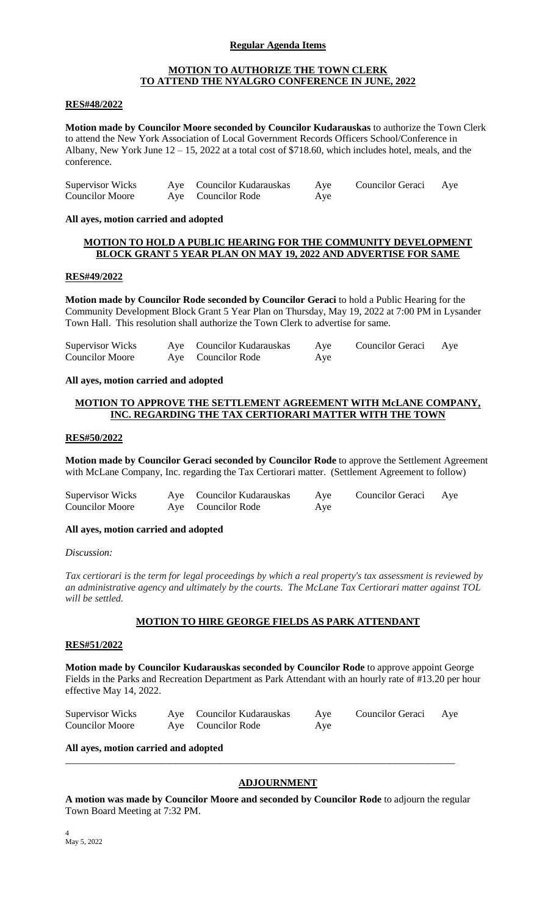## Regular Agenda Items

### MOTION TO AUTHORIZE THE TOWN CLERK TO ATTEND THE NYALGRO CONFERENCE IN JUNE, 2022

**RES#48/2022**

**Motion made by Councilor Moore seconded by Councilor Kudarauskas** to authorize the Town Clerk to attend the New York Association of Local Government Records Officers School/Conference in Albany, New York June 12 – 15, 2022 at a total cost of $718.60, which includes hotel, meals, and the conference.

| | | | | | |
|---|---|---|---|---|---|
| Supervisor Wicks | Aye | Councilor Kudarauskas | Aye | Councilor Geraci | Aye |
| Councilor Moore | Aye | Councilor Rode | Aye | | |

**All ayes, motion carried and adopted**

### MOTION TO HOLD A PUBLIC HEARING FOR THE COMMUNITY DEVELOPMENT BLOCK GRANT 5 YEAR PLAN ON MAY 19, 2022 AND ADVERTISE FOR SAME

**RES#49/2022**

**Motion made by Councilor Rode seconded by Councilor Geraci** to hold a Public Hearing for the Community Development Block Grant 5 Year Plan on Thursday, May 19, 2022 at 7:00 PM in Lysander Town Hall. This resolution shall authorize the Town Clerk to advertise for same.

| | | | | | |
|---|---|---|---|---|---|
| Supervisor Wicks | Aye | Councilor Kudarauskas | Aye | Councilor Geraci | Aye |
| Councilor Moore | Aye | Councilor Rode | Aye | | |

**All ayes, motion carried and adopted**

### MOTION TO APPROVE THE SETTLEMENT AGREEMENT WITH McLANE COMPANY, INC. REGARDING THE TAX CERTIORARI MATTER WITH THE TOWN

**RES#50/2022**

**Motion made by Councilor Geraci seconded by Councilor Rode** to approve the Settlement Agreement with McLane Company, Inc. regarding the Tax Certiorari matter. (Settlement Agreement to follow)

| | | | | | |
|---|---|---|---|---|---|
| Supervisor Wicks | Aye | Councilor Kudarauskas | Aye | Councilor Geraci | Aye |
| Councilor Moore | Aye | Councilor Rode | Aye | | |

**All ayes, motion carried and adopted**

*Discussion:*

*Tax certiorari is the term for legal proceedings by which a real property's tax assessment is reviewed by an administrative agency and ultimately by the courts. The McLane Tax Certiorari matter against TOL will be settled.*

### MOTION TO HIRE GEORGE FIELDS AS PARK ATTENDANT

**RES#51/2022**

**Motion made by Councilor Kudarauskas seconded by Councilor Rode** to approve appoint George Fields in the Parks and Recreation Department as Park Attendant with an hourly rate of #13.20 per hour effective May 14, 2022.

| | | | | | |
|---|---|---|---|---|---|
| Supervisor Wicks | Aye | Councilor Kudarauskas | Aye | Councilor Geraci | Aye |
| Councilor Moore | Aye | Councilor Rode | Aye | | |

**All ayes, motion carried and adopted**

---

### ADJOURNMENT

**A motion was made by Councilor Moore and seconded by Councilor Rode** to adjourn the regular Town Board Meeting at 7:32 PM.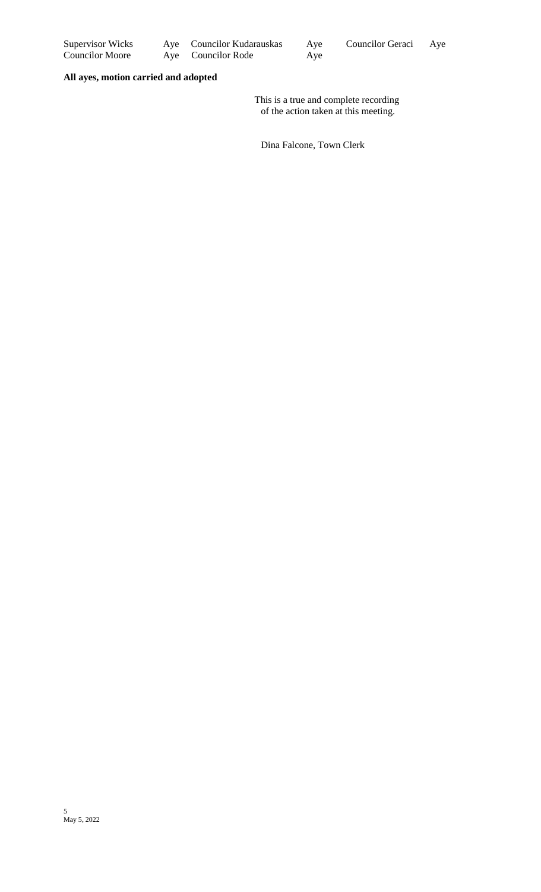| | | | | | |
|---|---|---|---|---|---|
| Supervisor Wicks | Aye | Councilor Kudarauskas | Aye | Councilor Geraci | Aye |
| Councilor Moore | Aye | Councilor Rode | Aye | | |

**All ayes, motion carried and adopted**

This is a true and complete recording
of the action taken at this meeting.

Dina Falcone, Town Clerk

May 5, 2022